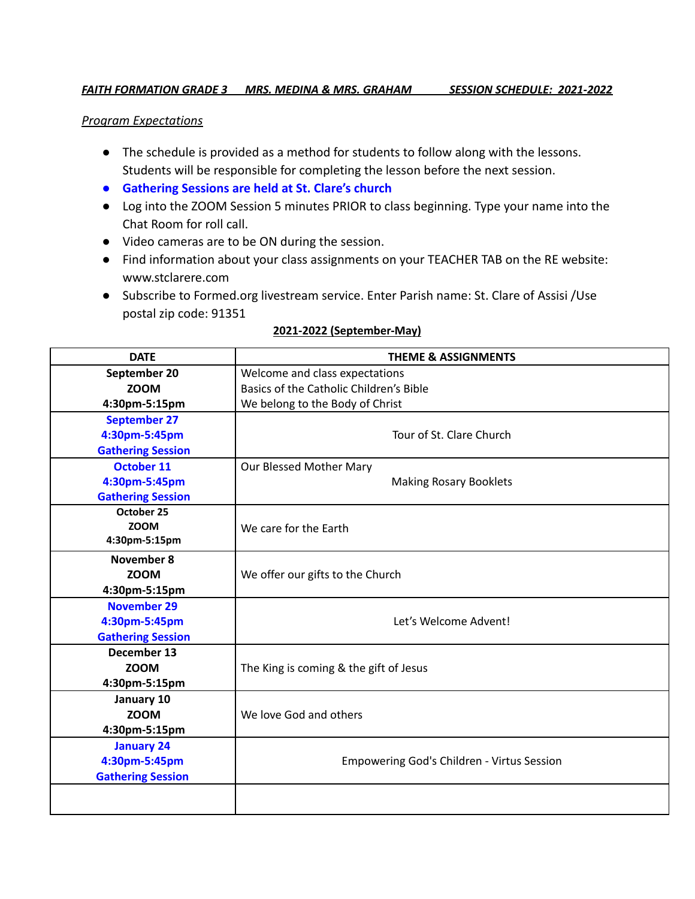***FAITH FORMATION GRADE 3 MRS. MEDINA & MRS. GRAHAM SESSION SCHEDULE: 2021-2022***

*Program Expectations*

- The schedule is provided as a method for students to follow along with the lessons. Students will be responsible for completing the lesson before the next session.
- **Gathering Sessions are held at St. Clare's church**
- Log into the ZOOM Session 5 minutes PRIOR to class beginning. Type your name into the Chat Room for roll call.
- Video cameras are to be ON during the session.
- Find information about your class assignments on your TEACHER TAB on the RE website: www.stclarere.com
- Subscribe to Formed.org livestream service. Enter Parish name: St. Clare of Assisi /Use postal zip code: 91351

**2021-2022 (September-May)**

| DATE | THEME & ASSIGNMENTS |
|---|---|
| **September 20**<br>**ZOOM**<br>**4:30pm-5:15pm** | Welcome and class expectations<br>Basics of the Catholic Children's Bible<br>We belong to the Body of Christ |
| **September 27**<br>**4:30pm-5:45pm**<br>**Gathering Session** | Tour of St. Clare Church |
| **October 11**<br>**4:30pm-5:45pm**<br>**Gathering Session** | Our Blessed Mother Mary<br>Making Rosary Booklets |
| **October 25**<br>**ZOOM**<br>**4:30pm-5:15pm** | We care for the Earth |
| **November 8**<br>**ZOOM**<br>**4:30pm-5:15pm** | We offer our gifts to the Church |
| **November 29**<br>**4:30pm-5:45pm**<br>**Gathering Session** | Let's Welcome Advent! |
| **December 13**<br>**ZOOM**<br>**4:30pm-5:15pm** | The King is coming & the gift of Jesus |
| **January 10**<br>**ZOOM**<br>**4:30pm-5:15pm** | We love God and others |
| **January 24**<br>**4:30pm-5:45pm**<br>**Gathering Session** | Empowering God's Children - Virtus Session |
| | |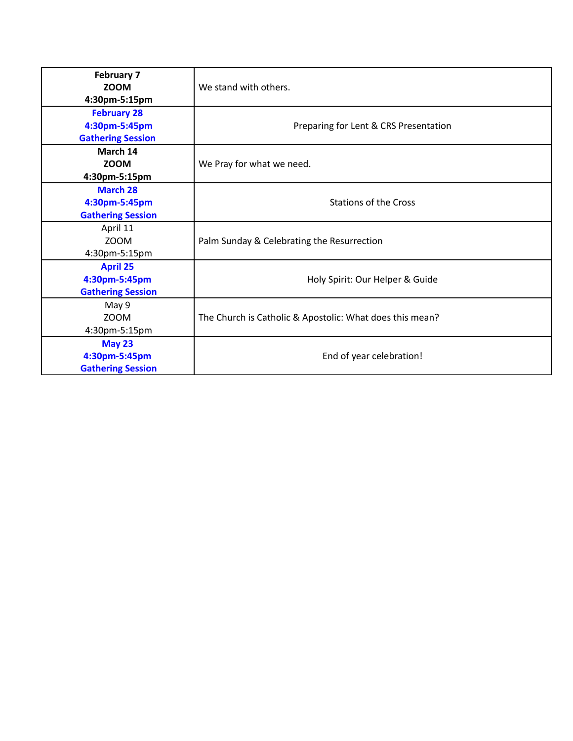| | |
|---|---|
| **February 7**<br>**ZOOM**<br>**4:30pm-5:15pm** | We stand with others. |
| **February 28**<br>**4:30pm-5:45pm**<br>**Gathering Session** | Preparing for Lent & CRS Presentation |
| **March 14**<br>**ZOOM**<br>**4:30pm-5:15pm** | We Pray for what we need. |
| **March 28**<br>**4:30pm-5:45pm**<br>**Gathering Session** | Stations of the Cross |
| April 11<br>ZOOM<br>4:30pm-5:15pm | Palm Sunday & Celebrating the Resurrection |
| **April 25**<br>**4:30pm-5:45pm**<br>**Gathering Session** | Holy Spirit: Our Helper & Guide |
| May 9<br>ZOOM<br>4:30pm-5:15pm | The Church is Catholic & Apostolic: What does this mean? |
| **May 23**<br>**4:30pm-5:45pm**<br>**Gathering Session** | End of year celebration! |